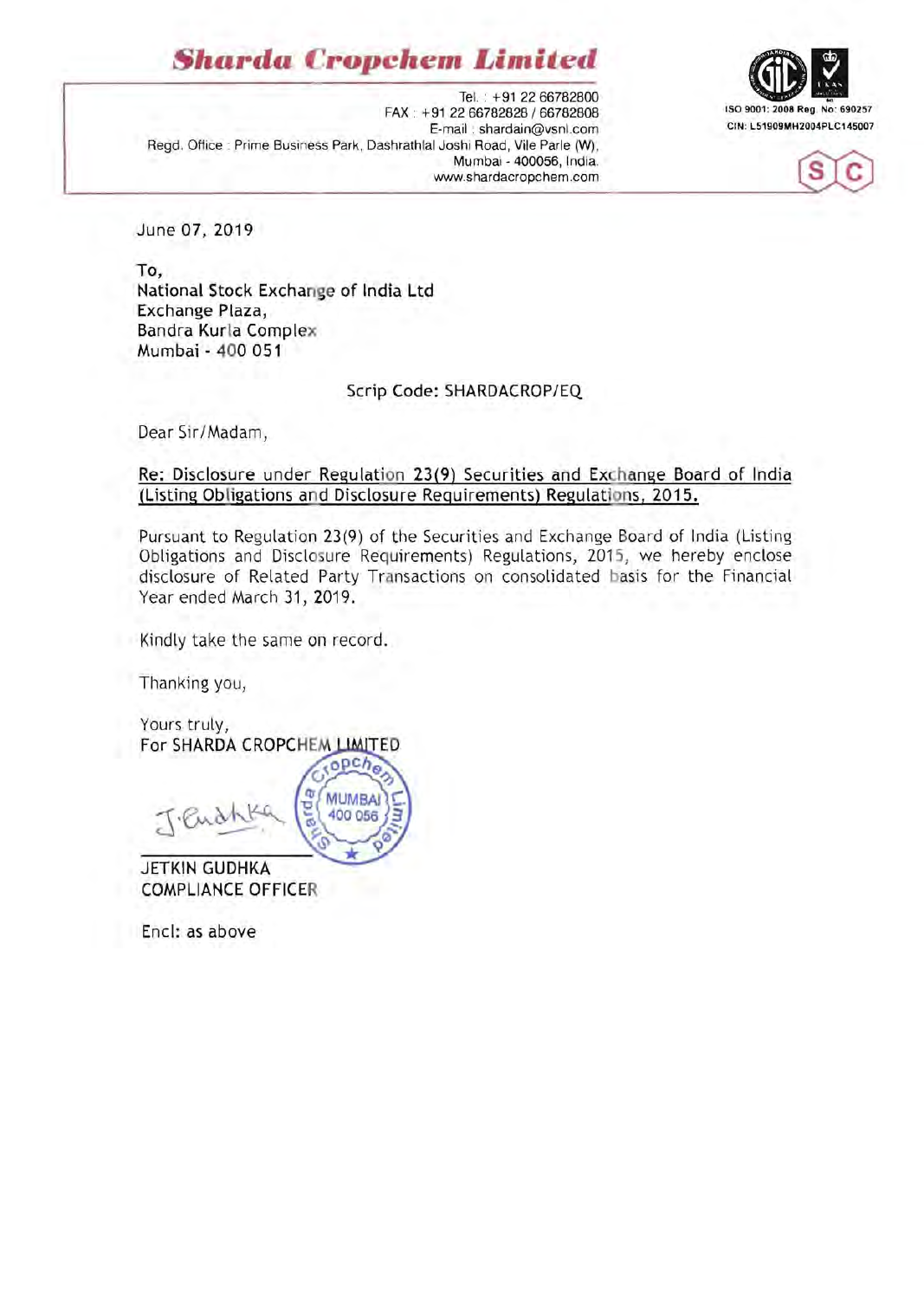# Sharda Cropchem Limited

Tel. : +91 22 66782800
FAX : +91 22 66782828 / 66782808
E-mail : shardain@vsnl.com
Regd. Office : Prime Business Park, Dashrathlal Joshi Road, Vile Parle (W),
Mumbai - 400056, India.
www.shardacropchem.com

ISO 9001: 2008 Reg. No: 690257
CIN: L51909MH2004PLC145007

June 07, 2019

To,
National Stock Exchange of India Ltd
Exchange Plaza,
Bandra Kurla Complex
Mumbai - 400 051

Scrip Code: SHARDACROP/EQ

Dear Sir/Madam,

**Re: Disclosure under Regulation 23(9) Securities and Exchange Board of India (Listing Obligations and Disclosure Requirements) Regulations, 2015.**

Pursuant to Regulation 23(9) of the Securities and Exchange Board of India (Listing Obligations and Disclosure Requirements) Regulations, 2015, we hereby enclose disclosure of Related Party Transactions on consolidated basis for the Financial Year ended March 31, 2019.

Kindly take the same on record.

Thanking you,

Yours truly,
For SHARDA CROPCHEM LIMITED

JETKIN GUDHKA
COMPLIANCE OFFICER

Encl: as above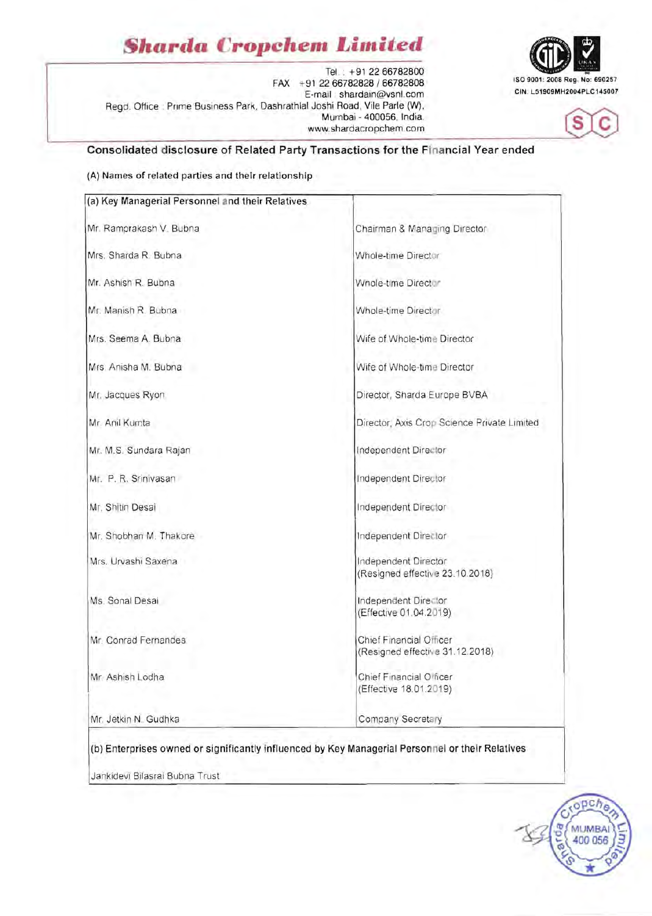# Sharda Cropchem Limited

Tel. : +91 22 66782800
FAX : +91 22 66782828 / 66782808
E-mail : shardain@vsnl.com
Regd. Office : Prime Business Park, Dashrathlal Joshi Road, Vile Parle (W), Mumbai - 400056, India.
www.shardacropchem.com

ISO 9001: 2008 Reg. No: 690257
CIN: L51909MH2004PLC145007

## Consolidated disclosure of Related Party Transactions for the Financial Year ended

(A) Names of related parties and their relationship

| (a) Key Managerial Personnel and their Relatives | |
|---|---|
| Mr. Ramprakash V. Bubna | Chairman & Managing Director |
| Mrs. Sharda R. Bubna | Whole-time Director |
| Mr. Ashish R. Bubna | Whole-time Director |
| Mr. Manish R. Bubna | Whole-time Director |
| Mrs. Seema A. Bubna | Wife of Whole-time Director |
| Mrs. Anisha M. Bubna | Wife of Whole-time Director |
| Mr. Jacques Ryon | Director, Sharda Europe BVBA |
| Mr. Anil Kumta | Director, Axis Crop Science Private Limited |
| Mr. M.S. Sundara Rajan | Independent Director |
| Mr. P. R. Srinivasan | Independent Director |
| Mr. Shitin Desai | Independent Director |
| Mr. Shobhan M. Thakore | Independent Director |
| Mrs. Urvashi Saxena | Independent Director (Resigned effective 23.10.2018) |
| Ms. Sonal Desai | Independent Director (Effective 01.04.2019) |
| Mr. Conrad Fernandes | Chief Financial Officer (Resigned effective 31.12.2018) |
| Mr. Ashish Lodha | Chief Financial Officer (Effective 18.01.2019) |
| Mr. Jetkin N. Gudhka | Company Secretary |
| **(b) Enterprises owned or significantly influenced by Key Managerial Personnel or their Relatives** | |
| Jankidevi Bilasrai Bubna Trust | |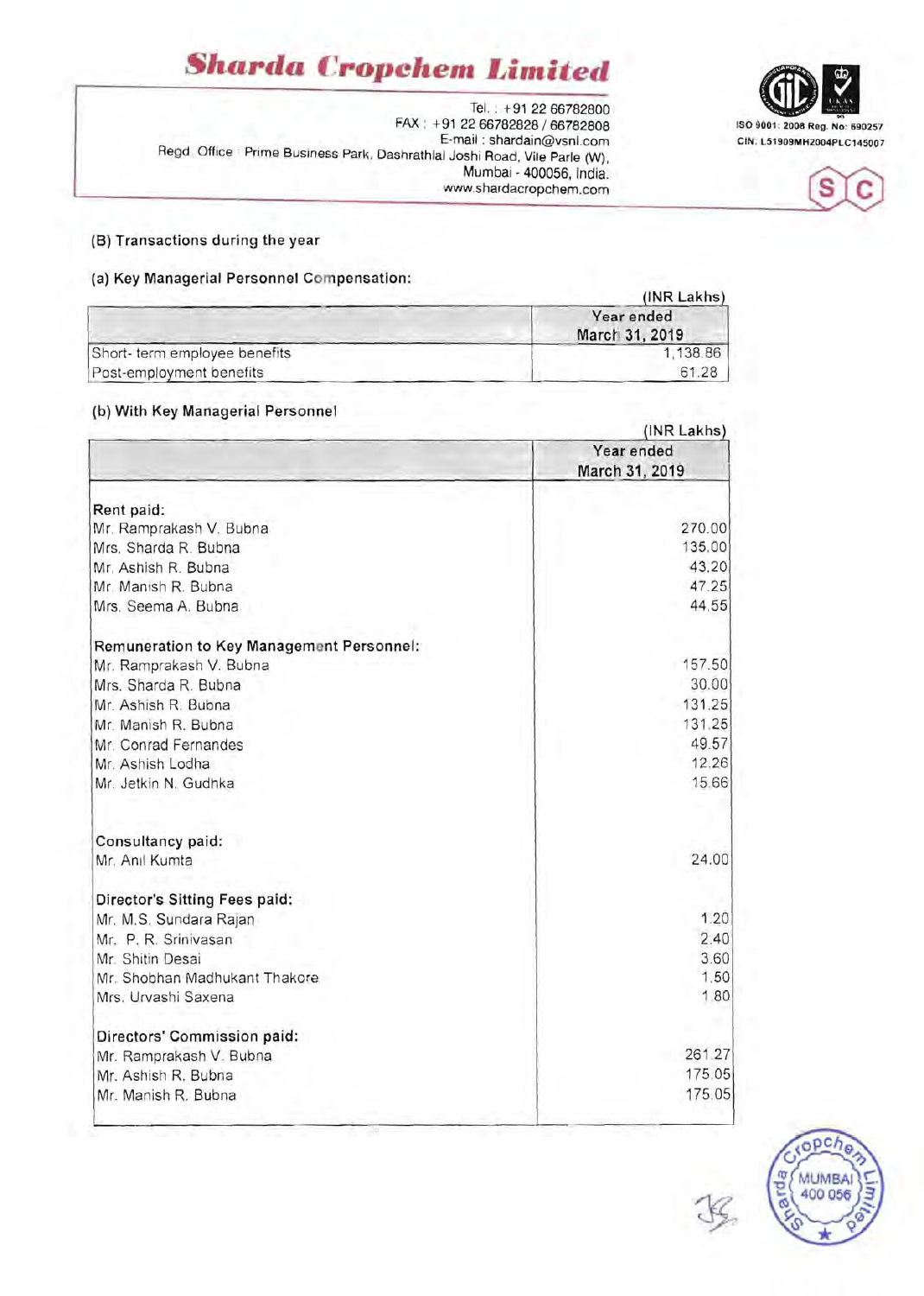# Sharda Cropchem Limited

Tel. : +91 22 66782800
FAX : +91 22 66782828 / 66782808
E-mail : shardain@vsnl.com
Regd. Office : Prime Business Park, Dashrathlal Joshi Road, Vile Parle (W), Mumbai - 400056, India.
www.shardacropchem.com

ISO 9001: 2008 Reg. No: 690257
CIN: L51909MH2004PLC145007

(B) Transactions during the year

(a) Key Managerial Personnel Compensation:

(INR Lakhs)

| | Year ended March 31, 2019 |
|---|---|
| Short- term employee benefits | 1,138.86 |
| Post-employment benefits | 61.28 |

(b) With Key Managerial Personnel

(INR Lakhs)

| | Year ended March 31, 2019 |
|---|---|
| **Rent paid:** | |
| Mr. Ramprakash V. Bubna | 270.00 |
| Mrs. Sharda R. Bubna | 135.00 |
| Mr. Ashish R. Bubna | 43.20 |
| Mr. Manish R. Bubna | 47.25 |
| Mrs. Seema A. Bubna | 44.55 |
| **Remuneration to Key Management Personnel:** | |
| Mr. Ramprakash V. Bubna | 157.50 |
| Mrs. Sharda R. Bubna | 30.00 |
| Mr. Ashish R. Bubna | 131.25 |
| Mr. Manish R. Bubna | 131.25 |
| Mr. Conrad Fernandes | 49.57 |
| Mr. Ashish Lodha | 12.26 |
| Mr. Jetkin N. Gudhka | 15.66 |
| **Consultancy paid:** | |
| Mr. Anil Kumta | 24.00 |
| **Director's Sitting Fees paid:** | |
| Mr. M.S. Sundara Rajan | 1.20 |
| Mr. P. R. Srinivasan | 2.40 |
| Mr. Shitin Desai | 3.60 |
| Mr. Shobhan Madhukant Thakore | 1.50 |
| Mrs. Urvashi Saxena | 1.80 |
| **Directors' Commission paid:** | |
| Mr. Ramprakash V. Bubna | 261.27 |
| Mr. Ashish R. Bubna | 175.05 |
| Mr. Manish R. Bubna | 175.05 |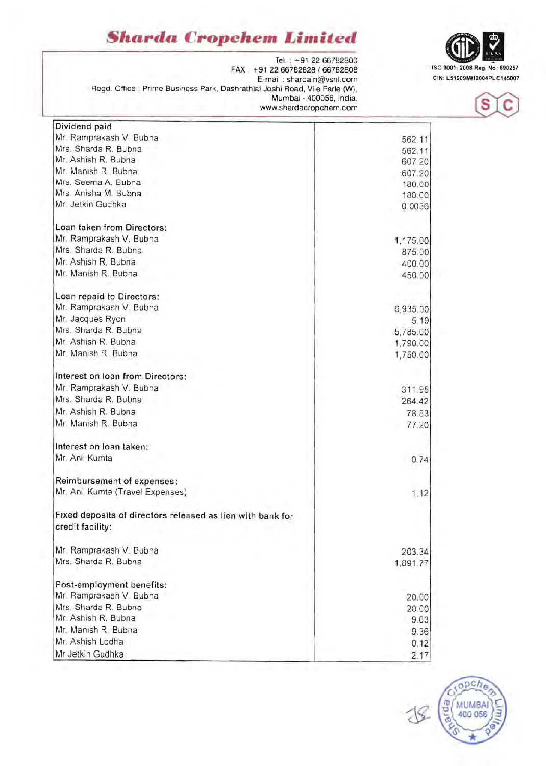| | |
|---|---|
| **Dividend paid** | |
| Mr. Ramprakash V. Bubna | 562.11 |
| Mrs. Sharda R. Bubna | 562.11 |
| Mr. Ashish R. Bubna | 607.20 |
| Mr. Manish R. Bubna | 607.20 |
| Mrs. Seema A. Bubna | 180.00 |
| Mrs. Anisha M. Bubna | 180.00 |
| Mr. Jetkin Gudhka | 0.0036 |
| | |
| **Loan taken from Directors:** | |
| Mr. Ramprakash V. Bubna | 1,175.00 |
| Mrs. Sharda R. Bubna | 875.00 |
| Mr. Ashish R. Bubna | 400.00 |
| Mr. Manish R. Bubna | 450.00 |
| | |
| **Loan repaid to Directors:** | |
| Mr. Ramprakash V. Bubna | 6,935.00 |
| Mr. Jacques Ryon | 5.19 |
| Mrs. Sharda R. Bubna | 5,785.00 |
| Mr. Ashish R. Bubna | 1,790.00 |
| Mr. Manish R. Bubna | 1,750.00 |
| | |
| **Interest on loan from Directors:** | |
| Mr. Ramprakash V. Bubna | 311.95 |
| Mrs. Sharda R. Bubna | 264.42 |
| Mr. Ashish R. Bubna | 78.83 |
| Mr. Manish R. Bubna | 77.20 |
| | |
| **Interest on loan taken:** | |
| Mr. Anil Kumta | 0.74 |
| | |
| **Reimbursement of expenses:** | |
| Mr. Anil Kumta (Travel Expenses) | 1.12 |
| | |
| **Fixed deposits of directors released as lien with bank for credit facility:** | |
| | |
| Mr. Ramprakash V. Bubna | 203.34 |
| Mrs. Sharda R. Bubna | 1,891.77 |
| | |
| **Post-employment benefits:** | |
| Mr. Ramprakash V. Bubna | 20.00 |
| Mrs. Sharda R. Bubna | 20.00 |
| Mr. Ashish R. Bubna | 9.63 |
| Mr. Manish R. Bubna | 9.36 |
| Mr. Ashish Lodha | 0.12 |
| Mr Jetkin Gudhka | 2.17 |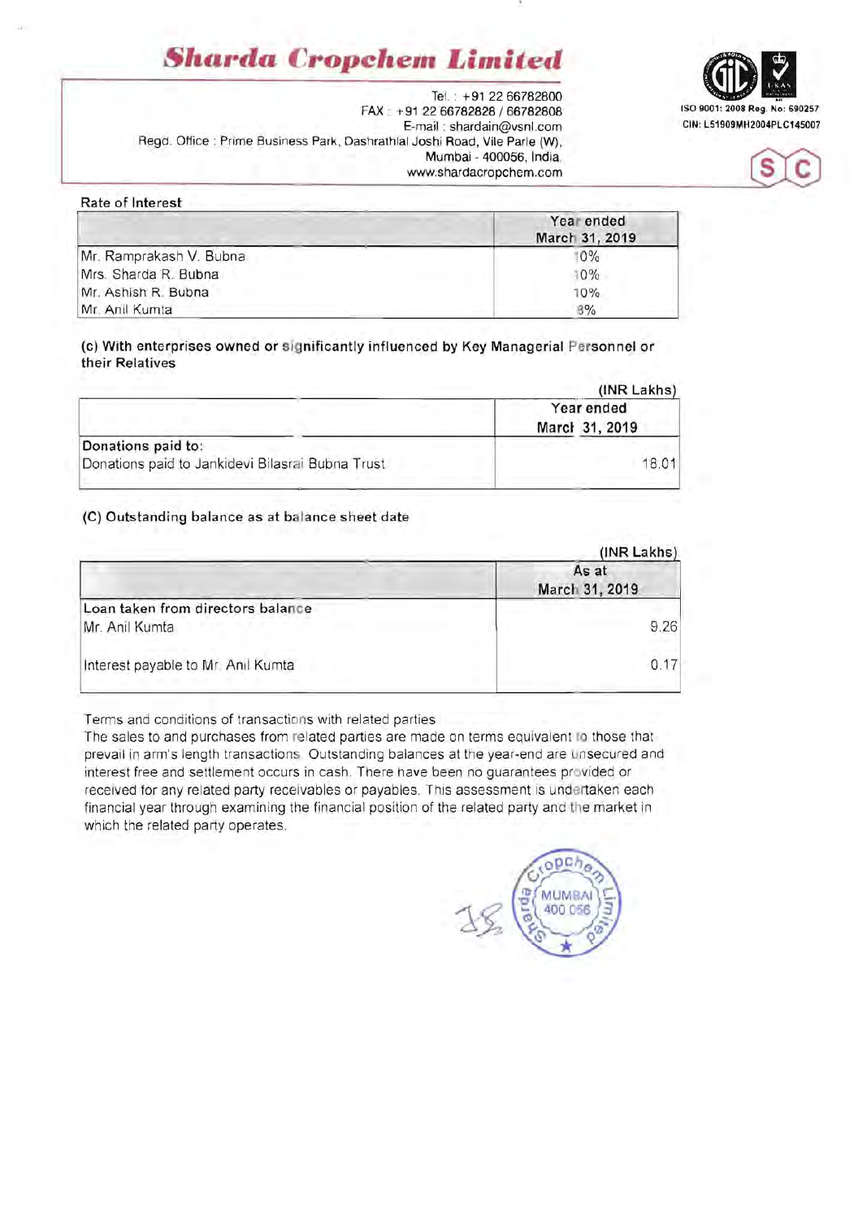Rate of Interest

| | Year ended March 31, 2019 |
|---|---|
| Mr. Ramprakash V. Bubna | 10% |
| Mrs. Sharda R. Bubna | 10% |
| Mr. Ashish R. Bubna | 10% |
| Mr. Anil Kumta | 8% |

**(c) With enterprises owned or significantly influenced by Key Managerial Personnel or their Relatives**

(INR Lakhs)

| | Year ended March 31, 2019 |
|---|---|
| Donations paid to:<br>Donations paid to Jankidevi Bilasrai Bubna Trust | 18.01 |

**(C) Outstanding balance as at balance sheet date**

(INR Lakhs)

| | As at March 31, 2019 |
|---|---|
| Loan taken from directors balance<br>Mr. Anil Kumta | 9.26 |
| Interest payable to Mr. Anil Kumta | 0.17 |

Terms and conditions of transactions with related parties

The sales to and purchases from related parties are made on terms equivalent to those that prevail in arm's length transactions. Outstanding balances at the year-end are unsecured and interest free and settlement occurs in cash. There have been no guarantees provided or received for any related party receivables or payables. This assessment is undertaken each financial year through examining the financial position of the related party and the market in which the related party operates.